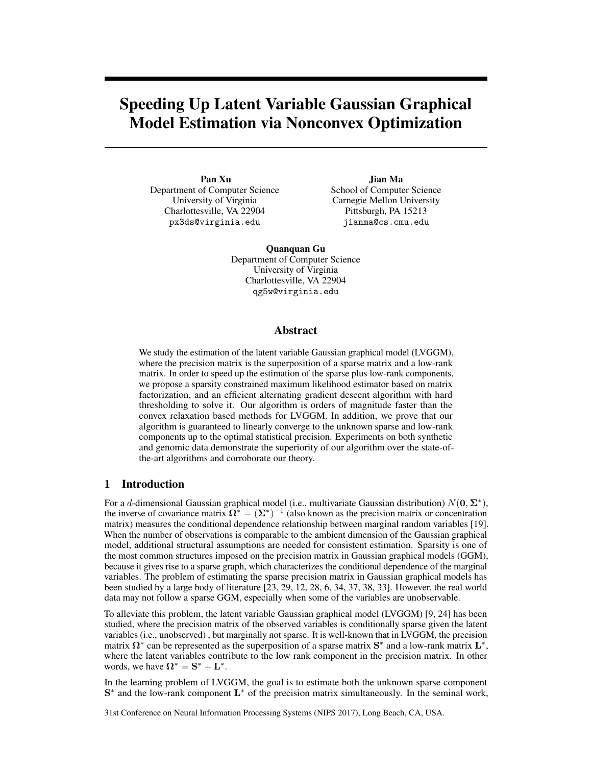# Speeding Up Latent Variable Gaussian Graphical Model Estimation via Nonconvex Optimization

**Pan Xu**
Department of Computer Science
University of Virginia
Charlottesville, VA 22904
px3ds@virginia.edu

**Jian Ma**
School of Computer Science
Carnegie Mellon University
Pittsburgh, PA 15213
jianma@cs.cmu.edu

**Quanquan Gu**
Department of Computer Science
University of Virginia
Charlottesville, VA 22904
qg5w@virginia.edu

## Abstract

We study the estimation of the latent variable Gaussian graphical model (LVGGM), where the precision matrix is the superposition of a sparse matrix and a low-rank matrix. In order to speed up the estimation of the sparse plus low-rank components, we propose a sparsity constrained maximum likelihood estimator based on matrix factorization, and an efficient alternating gradient descent algorithm with hard thresholding to solve it. Our algorithm is orders of magnitude faster than the convex relaxation based methods for LVGGM. In addition, we prove that our algorithm is guaranteed to linearly converge to the unknown sparse and low-rank components up to the optimal statistical precision. Experiments on both synthetic and genomic data demonstrate the superiority of our algorithm over the state-of-the-art algorithms and corroborate our theory.

## 1 Introduction

For a $d$-dimensional Gaussian graphical model (i.e., multivariate Gaussian distribution) $N(\mathbf{0}, \mathbf{\Sigma}^*)$, the inverse of covariance matrix $\mathbf{\Omega}^* = (\mathbf{\Sigma}^*)^{-1}$ (also known as the precision matrix or concentration matrix) measures the conditional dependence relationship between marginal random variables [19]. When the number of observations is comparable to the ambient dimension of the Gaussian graphical model, additional structural assumptions are needed for consistent estimation. Sparsity is one of the most common structures imposed on the precision matrix in Gaussian graphical models (GGM), because it gives rise to a sparse graph, which characterizes the conditional dependence of the marginal variables. The problem of estimating the sparse precision matrix in Gaussian graphical models has been studied by a large body of literature [23, 29, 12, 28, 6, 34, 37, 38, 33]. However, the real world data may not follow a sparse GGM, especially when some of the variables are unobservable.

To alleviate this problem, the latent variable Gaussian graphical model (LVGGM) [9, 24] has been studied, where the precision matrix of the observed variables is conditionally sparse given the latent variables (i.e., unobserved) , but marginally not sparse. It is well-known that in LVGGM, the precision matrix $\mathbf{\Omega}^*$ can be represented as the superposition of a sparse matrix $\mathbf{S}^*$ and a low-rank matrix $\mathbf{L}^*$, where the latent variables contribute to the low rank component in the precision matrix. In other words, we have $\mathbf{\Omega}^* = \mathbf{S}^* + \mathbf{L}^*$.

In the learning problem of LVGGM, the goal is to estimate both the unknown sparse component $\mathbf{S}^*$ and the low-rank component $\mathbf{L}^*$ of the precision matrix simultaneously. In the seminal work,

31st Conference on Neural Information Processing Systems (NIPS 2017), Long Beach, CA, USA.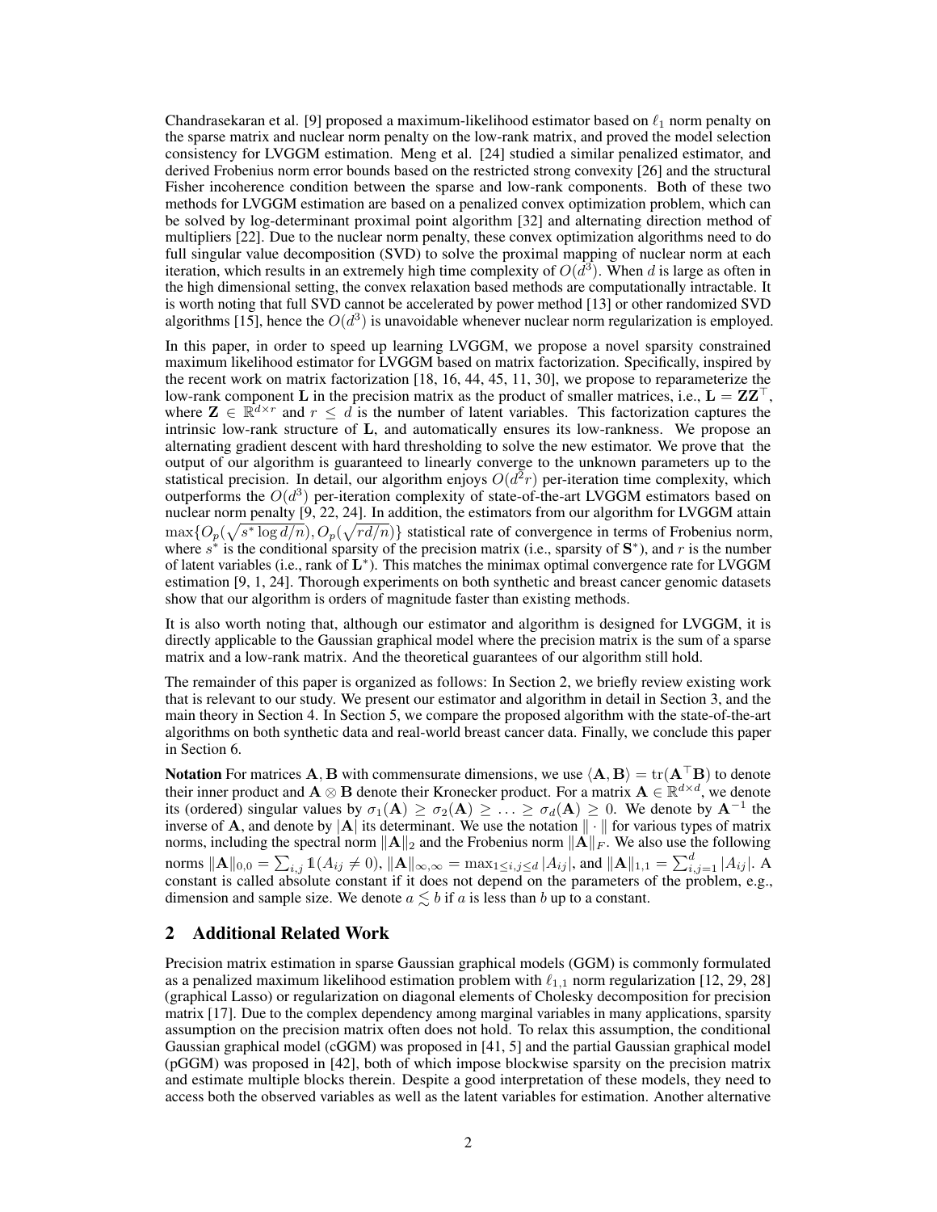Chandrasekaran et al. [9] proposed a maximum-likelihood estimator based on $\ell_1$ norm penalty on the sparse matrix and nuclear norm penalty on the low-rank matrix, and proved the model selection consistency for LVGGM estimation. Meng et al. [24] studied a similar penalized estimator, and derived Frobenius norm error bounds based on the restricted strong convexity [26] and the structural Fisher incoherence condition between the sparse and low-rank components. Both of these two methods for LVGGM estimation are based on a penalized convex optimization problem, which can be solved by log-determinant proximal point algorithm [32] and alternating direction method of multipliers [22]. Due to the nuclear norm penalty, these convex optimization algorithms need to do full singular value decomposition (SVD) to solve the proximal mapping of nuclear norm at each iteration, which results in an extremely high time complexity of $O(d^3)$. When $d$ is large as often in the high dimensional setting, the convex relaxation based methods are computationally intractable. It is worth noting that full SVD cannot be accelerated by power method [13] or other randomized SVD algorithms [15], hence the $O(d^3)$ is unavoidable whenever nuclear norm regularization is employed.

In this paper, in order to speed up learning LVGGM, we propose a novel sparsity constrained maximum likelihood estimator for LVGGM based on matrix factorization. Specifically, inspired by the recent work on matrix factorization [18, 16, 44, 45, 11, 30], we propose to reparameterize the low-rank component $\mathbf{L}$ in the precision matrix as the product of smaller matrices, i.e., $\mathbf{L} = \mathbf{Z}\mathbf{Z}^\top$, where $\mathbf{Z} \in \mathbb{R}^{d \times r}$ and $r \leq d$ is the number of latent variables. This factorization captures the intrinsic low-rank structure of $\mathbf{L}$, and automatically ensures its low-rankness. We propose an alternating gradient descent with hard thresholding to solve the new estimator. We prove that the output of our algorithm is guaranteed to linearly converge to the unknown parameters up to the statistical precision. In detail, our algorithm enjoys $O(d^2 r)$ per-iteration time complexity, which outperforms the $O(d^3)$ per-iteration complexity of state-of-the-art LVGGM estimators based on nuclear norm penalty [9, 22, 24]. In addition, the estimators from our algorithm for LVGGM attain $\max\{O_p(\sqrt{s^* \log d/n}), O_p(\sqrt{rd/n})\}$ statistical rate of convergence in terms of Frobenius norm, where $s^*$ is the conditional sparsity of the precision matrix (i.e., sparsity of $\mathbf{S}^*$), and $r$ is the number of latent variables (i.e., rank of $\mathbf{L}^*$). This matches the minimax optimal convergence rate for LVGGM estimation [9, 1, 24]. Thorough experiments on both synthetic and breast cancer genomic datasets show that our algorithm is orders of magnitude faster than existing methods.

It is also worth noting that, although our estimator and algorithm is designed for LVGGM, it is directly applicable to the Gaussian graphical model where the precision matrix is the sum of a sparse matrix and a low-rank matrix. And the theoretical guarantees of our algorithm still hold.

The remainder of this paper is organized as follows: In Section 2, we briefly review existing work that is relevant to our study. We present our estimator and algorithm in detail in Section 3, and the main theory in Section 4. In Section 5, we compare the proposed algorithm with the state-of-the-art algorithms on both synthetic data and real-world breast cancer data. Finally, we conclude this paper in Section 6.

**Notation** For matrices $\mathbf{A}, \mathbf{B}$ with commensurate dimensions, we use $\langle \mathbf{A}, \mathbf{B} \rangle = \mathrm{tr}(\mathbf{A}^\top \mathbf{B})$ to denote their inner product and $\mathbf{A} \otimes \mathbf{B}$ denote their Kronecker product. For a matrix $\mathbf{A} \in \mathbb{R}^{d \times d}$, we denote its (ordered) singular values by $\sigma_1(\mathbf{A}) \geq \sigma_2(\mathbf{A}) \geq \ldots \geq \sigma_d(\mathbf{A}) \geq 0$. We denote by $\mathbf{A}^{-1}$ the inverse of $\mathbf{A}$, and denote by $|\mathbf{A}|$ its determinant. We use the notation $\|\cdot\|$ for various types of matrix norms, including the spectral norm $\|\mathbf{A}\|_2$ and the Frobenius norm $\|\mathbf{A}\|_F$. We also use the following norms $\|\mathbf{A}\|_{0,0} = \sum_{i,j} \mathbb{1}(A_{ij} \neq 0)$, $\|\mathbf{A}\|_{\infty,\infty} = \max_{1 \leq i,j \leq d} |A_{ij}|$, and $\|\mathbf{A}\|_{1,1} = \sum_{i,j=1}^{d} |A_{ij}|$. A constant is called absolute constant if it does not depend on the parameters of the problem, e.g., dimension and sample size. We denote $a \lesssim b$ if $a$ is less than $b$ up to a constant.

## 2 Additional Related Work

Precision matrix estimation in sparse Gaussian graphical models (GGM) is commonly formulated as a penalized maximum likelihood estimation problem with $\ell_{1,1}$ norm regularization [12, 29, 28] (graphical Lasso) or regularization on diagonal elements of Cholesky decomposition for precision matrix [17]. Due to the complex dependency among marginal variables in many applications, sparsity assumption on the precision matrix often does not hold. To relax this assumption, the conditional Gaussian graphical model (cGGM) was proposed in [41, 5] and the partial Gaussian graphical model (pGGM) was proposed in [42], both of which impose blockwise sparsity on the precision matrix and estimate multiple blocks therein. Despite a good interpretation of these models, they need to access both the observed variables as well as the latent variables for estimation. Another alternative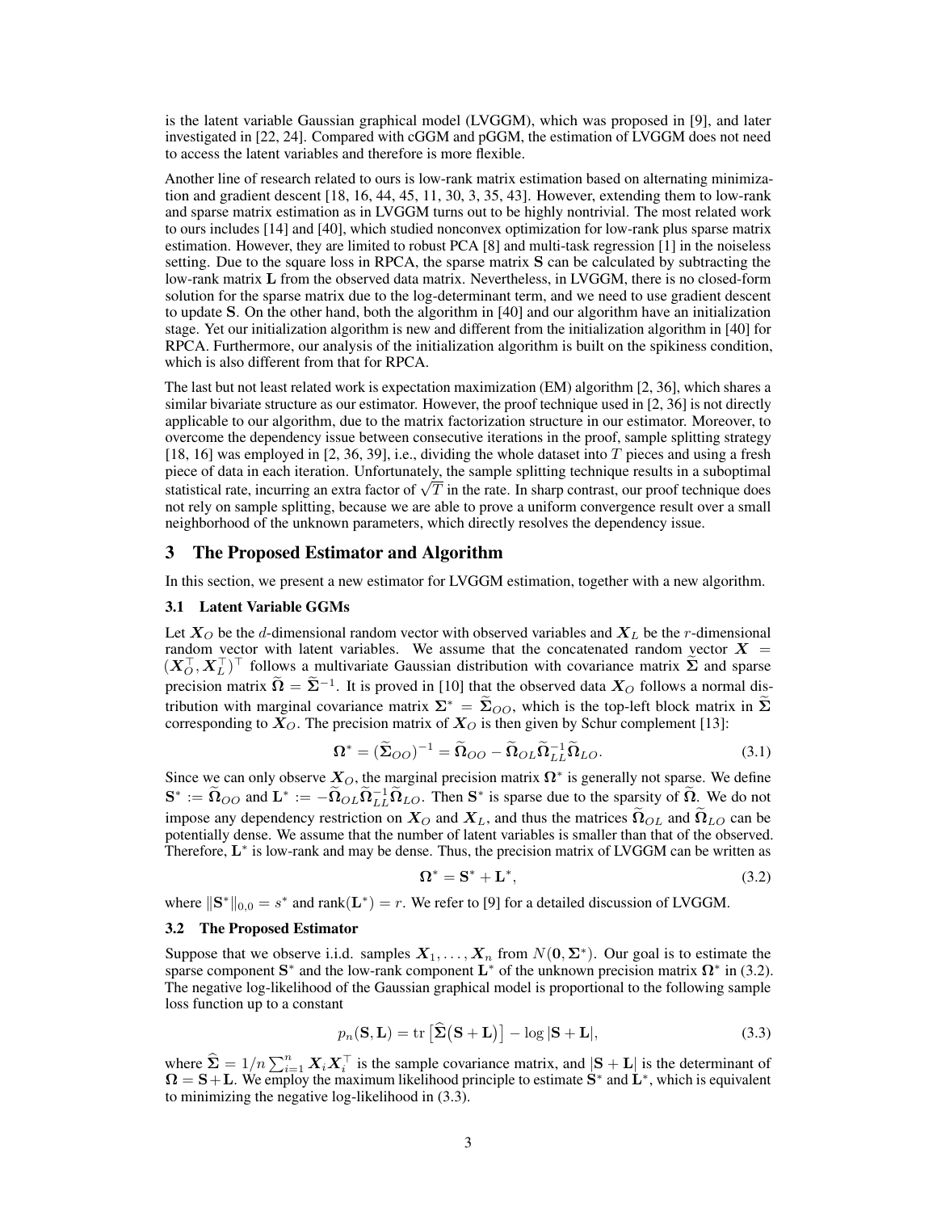is the latent variable Gaussian graphical model (LVGGM), which was proposed in [9], and later investigated in [22, 24]. Compared with cGGM and pGGM, the estimation of LVGGM does not need to access the latent variables and therefore is more flexible.

Another line of research related to ours is low-rank matrix estimation based on alternating minimization and gradient descent [18, 16, 44, 45, 11, 30, 3, 35, 43]. However, extending them to low-rank and sparse matrix estimation as in LVGGM turns out to be highly nontrivial. The most related work to ours includes [14] and [40], which studied nonconvex optimization for low-rank plus sparse matrix estimation. However, they are limited to robust PCA [8] and multi-task regression [1] in the noiseless setting. Due to the square loss in RPCA, the sparse matrix $\mathbf{S}$ can be calculated by subtracting the low-rank matrix $\mathbf{L}$ from the observed data matrix. Nevertheless, in LVGGM, there is no closed-form solution for the sparse matrix due to the log-determinant term, and we need to use gradient descent to update $\mathbf{S}$. On the other hand, both the algorithm in [40] and our algorithm have an initialization stage. Yet our initialization algorithm is new and different from the initialization algorithm in [40] for RPCA. Furthermore, our analysis of the initialization algorithm is built on the spikiness condition, which is also different from that for RPCA.

The last but not least related work is expectation maximization (EM) algorithm [2, 36], which shares a similar bivariate structure as our estimator. However, the proof technique used in [2, 36] is not directly applicable to our algorithm, due to the matrix factorization structure in our estimator. Moreover, to overcome the dependency issue between consecutive iterations in the proof, sample splitting strategy [18, 16] was employed in [2, 36, 39], i.e., dividing the whole dataset into $T$ pieces and using a fresh piece of data in each iteration. Unfortunately, the sample splitting technique results in a suboptimal statistical rate, incurring an extra factor of $\sqrt{T}$ in the rate. In sharp contrast, our proof technique does not rely on sample splitting, because we are able to prove a uniform convergence result over a small neighborhood of the unknown parameters, which directly resolves the dependency issue.

# 3 The Proposed Estimator and Algorithm

In this section, we present a new estimator for LVGGM estimation, together with a new algorithm.

## 3.1 Latent Variable GGMs

Let $\boldsymbol{X}_O$ be the $d$-dimensional random vector with observed variables and $\boldsymbol{X}_L$ be the $r$-dimensional random vector with latent variables. We assume that the concatenated random vector $\boldsymbol{X} = (\boldsymbol{X}_O^\top, \boldsymbol{X}_L^\top)^\top$ follows a multivariate Gaussian distribution with covariance matrix $\widetilde{\boldsymbol{\Sigma}}$ and sparse precision matrix $\widetilde{\boldsymbol{\Omega}} = \widetilde{\boldsymbol{\Sigma}}^{-1}$. It is proved in [10] that the observed data $\boldsymbol{X}_O$ follows a normal distribution with marginal covariance matrix $\boldsymbol{\Sigma}^* = \widetilde{\boldsymbol{\Sigma}}_{OO}$, which is the top-left block matrix in $\widetilde{\boldsymbol{\Sigma}}$ corresponding to $\boldsymbol{X}_O$. The precision matrix of $\boldsymbol{X}_O$ is then given by Schur complement [13]:

$$\boldsymbol{\Omega}^* = (\widetilde{\boldsymbol{\Sigma}}_{OO})^{-1} = \widetilde{\boldsymbol{\Omega}}_{OO} - \widetilde{\boldsymbol{\Omega}}_{OL}\widetilde{\boldsymbol{\Omega}}_{LL}^{-1}\widetilde{\boldsymbol{\Omega}}_{LO}. \tag{3.1}$$

Since we can only observe $\boldsymbol{X}_O$, the marginal precision matrix $\boldsymbol{\Omega}^*$ is generally not sparse. We define $\mathbf{S}^* := \widetilde{\boldsymbol{\Omega}}_{OO}$ and $\mathbf{L}^* := -\widetilde{\boldsymbol{\Omega}}_{OL}\widetilde{\boldsymbol{\Omega}}_{LL}^{-1}\widetilde{\boldsymbol{\Omega}}_{LO}$. Then $\mathbf{S}^*$ is sparse due to the sparsity of $\widetilde{\boldsymbol{\Omega}}$. We do not impose any dependency restriction on $\boldsymbol{X}_O$ and $\boldsymbol{X}_L$, and thus the matrices $\widetilde{\boldsymbol{\Omega}}_{OL}$ and $\widetilde{\boldsymbol{\Omega}}_{LO}$ can be potentially dense. We assume that the number of latent variables is smaller than that of the observed. Therefore, $\mathbf{L}^*$ is low-rank and may be dense. Thus, the precision matrix of LVGGM can be written as

$$\boldsymbol{\Omega}^* = \mathbf{S}^* + \mathbf{L}^*, \tag{3.2}$$

where $\|\mathbf{S}^*\|_{0,0} = s^*$ and $\operatorname{rank}(\mathbf{L}^*) = r$. We refer to [9] for a detailed discussion of LVGGM.

## 3.2 The Proposed Estimator

Suppose that we observe i.i.d. samples $\boldsymbol{X}_1, \ldots, \boldsymbol{X}_n$ from $N(\mathbf{0}, \boldsymbol{\Sigma}^*)$. Our goal is to estimate the sparse component $\mathbf{S}^*$ and the low-rank component $\mathbf{L}^*$ of the unknown precision matrix $\boldsymbol{\Omega}^*$ in (3.2). The negative log-likelihood of the Gaussian graphical model is proportional to the following sample loss function up to a constant

$$p_n(\mathbf{S}, \mathbf{L}) = \operatorname{tr}\big[\widehat{\boldsymbol{\Sigma}}\big(\mathbf{S} + \mathbf{L}\big)\big] - \log|\mathbf{S} + \mathbf{L}|, \tag{3.3}$$

where $\widehat{\boldsymbol{\Sigma}} = 1/n\sum_{i=1}^n \boldsymbol{X}_i\boldsymbol{X}_i^\top$ is the sample covariance matrix, and $|\mathbf{S} + \mathbf{L}|$ is the determinant of $\boldsymbol{\Omega} = \mathbf{S} + \mathbf{L}$. We employ the maximum likelihood principle to estimate $\mathbf{S}^*$ and $\mathbf{L}^*$, which is equivalent to minimizing the negative log-likelihood in (3.3).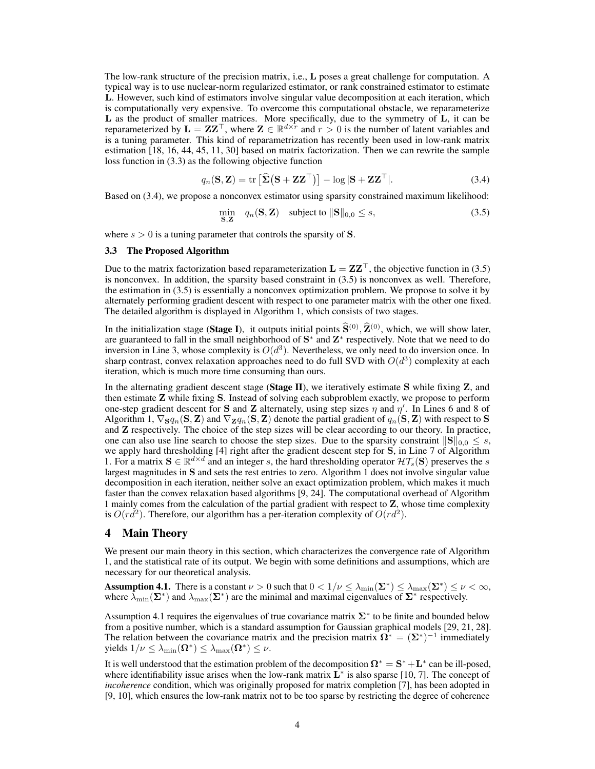The low-rank structure of the precision matrix, i.e., $\mathbf{L}$ poses a great challenge for computation. A typical way is to use nuclear-norm regularized estimator, or rank constrained estimator to estimate $\mathbf{L}$. However, such kind of estimators involve singular value decomposition at each iteration, which is computationally very expensive. To overcome this computational obstacle, we reparameterize $\mathbf{L}$ as the product of smaller matrices. More specifically, due to the symmetry of $\mathbf{L}$, it can be reparameterized by $\mathbf{L} = \mathbf{Z}\mathbf{Z}^\top$, where $\mathbf{Z} \in \mathbb{R}^{d \times r}$ and $r > 0$ is the number of latent variables and is a tuning parameter. This kind of reparametrization has recently been used in low-rank matrix estimation [18, 16, 44, 45, 11, 30] based on matrix factorization. Then we can rewrite the sample loss function in (3.3) as the following objective function

$$q_n(\mathbf{S}, \mathbf{Z}) = \operatorname{tr}\big[\widehat{\boldsymbol{\Sigma}}\big(\mathbf{S} + \mathbf{Z}\mathbf{Z}^\top\big)\big] - \log|\mathbf{S} + \mathbf{Z}\mathbf{Z}^\top|. \tag{3.4}$$

Based on (3.4), we propose a nonconvex estimator using sparsity constrained maximum likelihood:

$$\min_{\mathbf{S},\mathbf{Z}} \quad q_n(\mathbf{S}, \mathbf{Z}) \quad \text{subject to } \|\mathbf{S}\|_{0,0} \le s, \tag{3.5}$$

where $s > 0$ is a tuning parameter that controls the sparsity of $\mathbf{S}$.

### 3.3 The Proposed Algorithm

Due to the matrix factorization based reparameterization $\mathbf{L} = \mathbf{Z}\mathbf{Z}^\top$, the objective function in (3.5) is nonconvex. In addition, the sparsity based constraint in (3.5) is nonconvex as well. Therefore, the estimation in (3.5) is essentially a nonconvex optimization problem. We propose to solve it by alternately performing gradient descent with respect to one parameter matrix with the other one fixed. The detailed algorithm is displayed in Algorithm 1, which consists of two stages.

In the initialization stage (**Stage I**), it outputs initial points $\widehat{\mathbf{S}}^{(0)}, \widehat{\mathbf{Z}}^{(0)}$, which, we will show later, are guaranteed to fall in the small neighborhood of $\mathbf{S}^*$ and $\mathbf{Z}^*$ respectively. Note that we need to do inversion in Line 3, whose complexity is $O(d^3)$. Nevertheless, we only need to do inversion once. In sharp contrast, convex relaxation approaches need to do full SVD with $O(d^3)$ complexity at each iteration, which is much more time consuming than ours.

In the alternating gradient descent stage (**Stage II**), we iteratively estimate $\mathbf{S}$ while fixing $\mathbf{Z}$, and then estimate $\mathbf{Z}$ while fixing $\mathbf{S}$. Instead of solving each subproblem exactly, we propose to perform one-step gradient descent for $\mathbf{S}$ and $\mathbf{Z}$ alternately, using step sizes $\eta$ and $\eta'$. In Lines 6 and 8 of Algorithm 1, $\nabla_{\mathbf{S}} q_n(\mathbf{S}, \mathbf{Z})$ and $\nabla_{\mathbf{Z}} q_n(\mathbf{S}, \mathbf{Z})$ denote the partial gradient of $q_n(\mathbf{S}, \mathbf{Z})$ with respect to $\mathbf{S}$ and $\mathbf{Z}$ respectively. The choice of the step sizes will be clear according to our theory. In practice, one can also use line search to choose the step sizes. Due to the sparsity constraint $\|\mathbf{S}\|_{0,0} \le s$, we apply hard thresholding [4] right after the gradient descent step for $\mathbf{S}$, in Line 7 of Algorithm 1. For a matrix $\mathbf{S} \in \mathbb{R}^{d \times d}$ and an integer $s$, the hard thresholding operator $\mathcal{HT}_s(\mathbf{S})$ preserves the $s$ largest magnitudes in $\mathbf{S}$ and sets the rest entries to zero. Algorithm 1 does not involve singular value decomposition in each iteration, neither solve an exact optimization problem, which makes it much faster than the convex relaxation based algorithms [9, 24]. The computational overhead of Algorithm 1 mainly comes from the calculation of the partial gradient with respect to $\mathbf{Z}$, whose time complexity is $O(rd^2)$. Therefore, our algorithm has a per-iteration complexity of $O(rd^2)$.

## 4 Main Theory

We present our main theory in this section, which characterizes the convergence rate of Algorithm 1, and the statistical rate of its output. We begin with some definitions and assumptions, which are necessary for our theoretical analysis.

**Assumption 4.1.** There is a constant $\nu > 0$ such that $0 < 1/\nu \le \lambda_{\min}(\boldsymbol{\Sigma}^*) \le \lambda_{\max}(\boldsymbol{\Sigma}^*) \le \nu < \infty$, where $\lambda_{\min}(\boldsymbol{\Sigma}^*)$ and $\lambda_{\max}(\boldsymbol{\Sigma}^*)$ are the minimal and maximal eigenvalues of $\boldsymbol{\Sigma}^*$ respectively.

Assumption 4.1 requires the eigenvalues of true covariance matrix $\boldsymbol{\Sigma}^*$ to be finite and bounded below from a positive number, which is a standard assumption for Gaussian graphical models [29, 21, 28]. The relation between the covariance matrix and the precision matrix $\boldsymbol{\Omega}^* = (\boldsymbol{\Sigma}^*)^{-1}$ immediately yields $1/\nu \le \lambda_{\min}(\boldsymbol{\Omega}^*) \le \lambda_{\max}(\boldsymbol{\Omega}^*) \le \nu$.

It is well understood that the estimation problem of the decomposition $\boldsymbol{\Omega}^* = \mathbf{S}^* + \mathbf{L}^*$ can be ill-posed, where identifiability issue arises when the low-rank matrix $\mathbf{L}^*$ is also sparse [10, 7]. The concept of *incoherence* condition, which was originally proposed for matrix completion [7], has been adopted in [9, 10], which ensures the low-rank matrix not to be too sparse by restricting the degree of coherence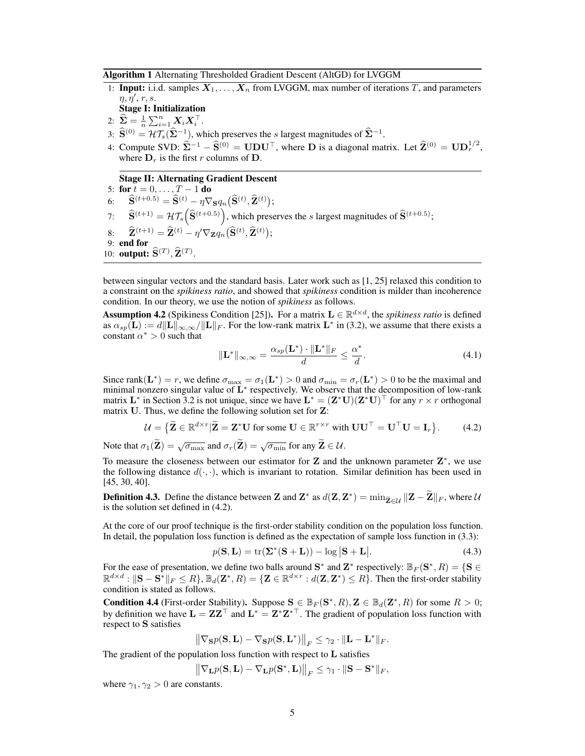**Algorithm 1** Alternating Thresholded Gradient Descent (AltGD) for LVGGM

1: **Input:** i.i.d. samples $\boldsymbol{X}_1, \ldots, \boldsymbol{X}_n$ from LVGGM, max number of iterations $T$, and parameters $\eta, \eta', r, s$.

**Stage I: Initialization**

2: $\widehat{\boldsymbol{\Sigma}} = \frac{1}{n}\sum_{i=1}^n \boldsymbol{X}_i \boldsymbol{X}_i^\top$.

3: $\widehat{\mathbf{S}}^{(0)} = \mathcal{HT}_s(\widehat{\boldsymbol{\Sigma}}^{-1})$, which preserves the $s$ largest magnitudes of $\widehat{\boldsymbol{\Sigma}}^{-1}$.

4: Compute SVD: $\widehat{\boldsymbol{\Sigma}}^{-1} - \widehat{\mathbf{S}}^{(0)} = \mathbf{U}\mathbf{D}\mathbf{U}^\top$, where $\mathbf{D}$ is a diagonal matrix. Let $\widehat{\mathbf{Z}}^{(0)} = \mathbf{U}\mathbf{D}_r^{1/2}$, where $\mathbf{D}_r$ is the first $r$ columns of $\mathbf{D}$.

**Stage II: Alternating Gradient Descent**

5: **for** $t = 0, \ldots, T-1$ **do**

6: $\quad \widehat{\mathbf{S}}^{(t+0.5)} = \widehat{\mathbf{S}}^{(t)} - \eta \nabla_{\mathbf{S}} q_n\big(\widehat{\mathbf{S}}^{(t)}, \widehat{\mathbf{Z}}^{(t)}\big)$;

7: $\quad \widehat{\mathbf{S}}^{(t+1)} = \mathcal{HT}_s\Big(\widehat{\mathbf{S}}^{(t+0.5)}\Big)$, which preserves the $s$ largest magnitudes of $\widehat{\mathbf{S}}^{(t+0.5)}$;

8: $\quad \widehat{\mathbf{Z}}^{(t+1)} = \widehat{\mathbf{Z}}^{(t)} - \eta' \nabla_{\mathbf{Z}} q_n\big(\widehat{\mathbf{S}}^{(t)}, \widehat{\mathbf{Z}}^{(t)}\big)$;

9: **end for**

10: **output:** $\widehat{\mathbf{S}}^{(T)}, \widehat{\mathbf{Z}}^{(T)}$.

between singular vectors and the standard basis. Later work such as [1, 25] relaxed this condition to a constraint on the *spikiness ratio*, and showed that *spikiness* condition is milder than incoherence condition. In our theory, we use the notion of *spikiness* as follows.

**Assumption 4.2** (Spikiness Condition [25]). For a matrix $\mathbf{L} \in \mathbb{R}^{d\times d}$, the *spikiness ratio* is defined as $\alpha_{sp}(\mathbf{L}) := d\|\mathbf{L}\|_{\infty,\infty}/\|\mathbf{L}\|_F$. For the low-rank matrix $\mathbf{L}^*$ in (3.2), we assume that there exists a constant $\alpha^* > 0$ such that

$$\|\mathbf{L}^*\|_{\infty,\infty} = \frac{\alpha_{sp}(\mathbf{L}^*)\cdot\|\mathbf{L}^*\|_F}{d} \le \frac{\alpha^*}{d}. \tag{4.1}$$

Since $\text{rank}(\mathbf{L}^*) = r$, we define $\sigma_{\max} = \sigma_1(\mathbf{L}^*) > 0$ and $\sigma_{\min} = \sigma_r(\mathbf{L}^*) > 0$ to be the maximal and minimal nonzero singular value of $\mathbf{L}^*$ respectively. We observe that the decomposition of low-rank matrix $\mathbf{L}^*$ in Section 3.2 is not unique, since we have $\mathbf{L}^* = (\mathbf{Z}^*\mathbf{U})(\mathbf{Z}^*\mathbf{U})^\top$ for any $r\times r$ orthogonal matrix $\mathbf{U}$. Thus, we define the following solution set for $\mathbf{Z}$:

$$\mathcal{U} = \big\{\widetilde{\mathbf{Z}} \in \mathbb{R}^{d\times r} \big| \widetilde{\mathbf{Z}} = \mathbf{Z}^*\mathbf{U} \text{ for some } \mathbf{U} \in \mathbb{R}^{r\times r} \text{ with } \mathbf{U}\mathbf{U}^\top = \mathbf{U}^\top\mathbf{U} = \mathbf{I}_r\big\}. \tag{4.2}$$

Note that $\sigma_1(\widetilde{\mathbf{Z}}) = \sqrt{\sigma_{\max}}$ and $\sigma_r(\widetilde{\mathbf{Z}}) = \sqrt{\sigma_{\min}}$ for any $\widetilde{\mathbf{Z}} \in \mathcal{U}$.

To measure the closeness between our estimator for $\mathbf{Z}$ and the unknown parameter $\mathbf{Z}^*$, we use the following distance $d(\cdot,\cdot)$, which is invariant to rotation. Similar definition has been used in [45, 30, 40].

**Definition 4.3.** Define the distance between $\mathbf{Z}$ and $\mathbf{Z}^*$ as $d(\mathbf{Z}, \mathbf{Z}^*) = \min_{\widetilde{\mathbf{Z}}\in\mathcal{U}} \|\mathbf{Z} - \widetilde{\mathbf{Z}}\|_F$, where $\mathcal{U}$ is the solution set defined in (4.2).

At the core of our proof technique is the first-order stability condition on the population loss function. In detail, the population loss function is defined as the expectation of sample loss function in (3.3):

$$p(\mathbf{S}, \mathbf{L}) = \text{tr}(\boldsymbol{\Sigma}^*(\mathbf{S} + \mathbf{L})) - \log\big|\mathbf{S} + \mathbf{L}\big|. \tag{4.3}$$

For the ease of presentation, we define two balls around $\mathbf{S}^*$ and $\mathbf{Z}^*$ respectively: $\mathbb{B}_F(\mathbf{S}^*, R) = \{\mathbf{S} \in \mathbb{R}^{d\times d} : \|\mathbf{S} - \mathbf{S}^*\|_F \le R\}$, $\mathbb{B}_d(\mathbf{Z}^*, R) = \{\mathbf{Z} \in \mathbb{R}^{d\times r} : d(\mathbf{Z}, \mathbf{Z}^*) \le R\}$. Then the first-order stability condition is stated as follows.

**Condition 4.4** (First-order Stability). Suppose $\mathbf{S} \in \mathbb{B}_F(\mathbf{S}^*, R), \mathbf{Z} \in \mathbb{B}_d(\mathbf{Z}^*, R)$ for some $R > 0$; by definition we have $\mathbf{L} = \mathbf{Z}\mathbf{Z}^\top$ and $\mathbf{L}^* = \mathbf{Z}^*\mathbf{Z}^{*\top}$. The gradient of population loss function with respect to $\mathbf{S}$ satisfies

$$\big\|\nabla_{\mathbf{S}} p(\mathbf{S}, \mathbf{L}) - \nabla_{\mathbf{S}} p(\mathbf{S}, \mathbf{L}^*)\big\|_F \le \gamma_2 \cdot \|\mathbf{L} - \mathbf{L}^*\|_F.$$

The gradient of the population loss function with respect to $\mathbf{L}$ satisfies

$$\big\|\nabla_{\mathbf{L}} p(\mathbf{S}, \mathbf{L}) - \nabla_{\mathbf{L}} p(\mathbf{S}^*, \mathbf{L})\big\|_F \le \gamma_1 \cdot \|\mathbf{S} - \mathbf{S}^*\|_F,$$

where $\gamma_1, \gamma_2 > 0$ are constants.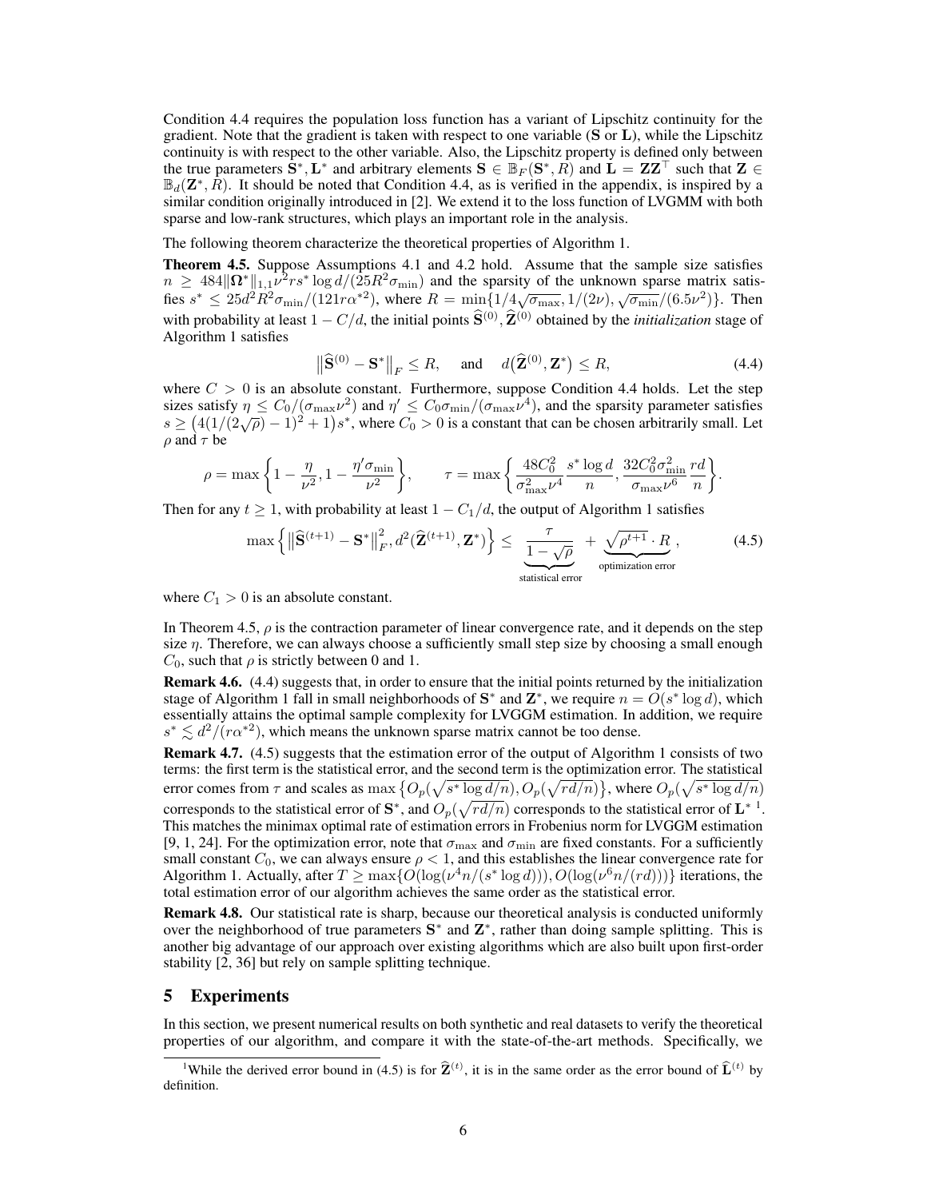Condition 4.4 requires the population loss function has a variant of Lipschitz continuity for the gradient. Note that the gradient is taken with respect to one variable ($\mathbf{S}$ or $\mathbf{L}$), while the Lipschitz continuity is with respect to the other variable. Also, the Lipschitz property is defined only between the true parameters $\mathbf{S}^*, \mathbf{L}^*$ and arbitrary elements $\mathbf{S} \in \mathbb{B}_F(\mathbf{S}^*, R)$ and $\mathbf{L} = \mathbf{Z}\mathbf{Z}^\top$ such that $\mathbf{Z} \in \mathbb{B}_d(\mathbf{Z}^*, R)$. It should be noted that Condition 4.4, as is verified in the appendix, is inspired by a similar condition originally introduced in [2]. We extend it to the loss function of LVGMM with both sparse and low-rank structures, which plays an important role in the analysis.

The following theorem characterize the theoretical properties of Algorithm 1.

**Theorem 4.5.** Suppose Assumptions 4.1 and 4.2 hold. Assume that the sample size satisfies $n \geq 484\|\mathbf{\Omega}^*\|_{1,1}\nu^2 rs^* \log d/(25R^2\sigma_{\min})$ and the sparsity of the unknown sparse matrix satisfies $s^* \leq 25d^2R^2\sigma_{\min}/(121r\alpha^{*2})$, where $R = \min\{1/4\sqrt{\sigma_{\max}}, 1/(2\nu), \sqrt{\sigma_{\min}}/(6.5\nu^2)\}$. Then with probability at least $1 - C/d$, the initial points $\widehat{\mathbf{S}}^{(0)}, \widehat{\mathbf{Z}}^{(0)}$ obtained by the *initialization* stage of Algorithm 1 satisfies

$$\big\|\widehat{\mathbf{S}}^{(0)} - \mathbf{S}^*\big\|_F \leq R, \quad \text{and} \quad d\big(\widehat{\mathbf{Z}}^{(0)}, \mathbf{Z}^*\big) \leq R, \tag{4.4}$$

where $C > 0$ is an absolute constant. Furthermore, suppose Condition 4.4 holds. Let the step sizes satisfy $\eta \leq C_0/(\sigma_{\max}\nu^2)$ and $\eta' \leq C_0\sigma_{\min}/(\sigma_{\max}\nu^4)$, and the sparsity parameter satisfies $s \geq \big(4(1/(2\sqrt{\rho}) - 1)^2 + 1\big)s^*$, where $C_0 > 0$ is a constant that can be chosen arbitrarily small. Let $\rho$ and $\tau$ be

$$\rho = \max\left\{1 - \frac{\eta}{\nu^2}, 1 - \frac{\eta'\sigma_{\min}}{\nu^2}\right\}, \qquad \tau = \max\left\{\frac{48C_0^2}{\sigma_{\max}^2\nu^4}\frac{s^*\log d}{n}, \frac{32C_0^2\sigma_{\min}^2}{\sigma_{\max}\nu^6}\frac{rd}{n}\right\}.$$

Then for any $t \geq 1$, with probability at least $1 - C_1/d$, the output of Algorithm 1 satisfies

$$\max\left\{\big\|\widehat{\mathbf{S}}^{(t+1)} - \mathbf{S}^*\big\|_F^2, d^2(\widehat{\mathbf{Z}}^{(t+1)}, \mathbf{Z}^*)\right\} \leq \underbrace{\frac{\tau}{1-\sqrt{\rho}}}_{\text{statistical error}} + \underbrace{\sqrt{\rho^{t+1}} \cdot R}_{\text{optimization error}}, \tag{4.5}$$

where $C_1 > 0$ is an absolute constant.

In Theorem 4.5, $\rho$ is the contraction parameter of linear convergence rate, and it depends on the step size $\eta$. Therefore, we can always choose a sufficiently small step size by choosing a small enough $C_0$, such that $\rho$ is strictly between 0 and 1.

**Remark 4.6.** (4.4) suggests that, in order to ensure that the initial points returned by the initialization stage of Algorithm 1 fall in small neighborhoods of $\mathbf{S}^*$ and $\mathbf{Z}^*$, we require $n = O(s^* \log d)$, which essentially attains the optimal sample complexity for LVGGM estimation. In addition, we require $s^* \lesssim d^2/(r\alpha^{*2})$, which means the unknown sparse matrix cannot be too dense.

**Remark 4.7.** (4.5) suggests that the estimation error of the output of Algorithm 1 consists of two terms: the first term is the statistical error, and the second term is the optimization error. The statistical error comes from $\tau$ and scales as $\max\big\{O_p(\sqrt{s^*\log d/n}), O_p(\sqrt{rd/n})\big\}$, where $O_p(\sqrt{s^*\log d/n})$ corresponds to the statistical error of $\mathbf{S}^*$, and $O_p(\sqrt{rd/n})$ corresponds to the statistical error of $\mathbf{L}^*$ [1]. This matches the minimax optimal rate of estimation errors in Frobenius norm for LVGGM estimation [9, 1, 24]. For the optimization error, note that $\sigma_{\max}$ and $\sigma_{\min}$ are fixed constants. For a sufficiently small constant $C_0$, we can always ensure $\rho < 1$, and this establishes the linear convergence rate for Algorithm 1. Actually, after $T \geq \max\{O(\log(\nu^4 n/(s^*\log d))), O(\log(\nu^6 n/(rd)))\}$ iterations, the total estimation error of our algorithm achieves the same order as the statistical error.

**Remark 4.8.** Our statistical rate is sharp, because our theoretical analysis is conducted uniformly over the neighborhood of true parameters $\mathbf{S}^*$ and $\mathbf{Z}^*$, rather than doing sample splitting. This is another big advantage of our approach over existing algorithms which are also built upon first-order stability [2, 36] but rely on sample splitting technique.

## 5 Experiments

In this section, we present numerical results on both synthetic and real datasets to verify the theoretical properties of our algorithm, and compare it with the state-of-the-art methods. Specifically, we

[1] While the derived error bound in (4.5) is for $\widehat{\mathbf{Z}}^{(t)}$, it is in the same order as the error bound of $\widehat{\mathbf{L}}^{(t)}$ by definition.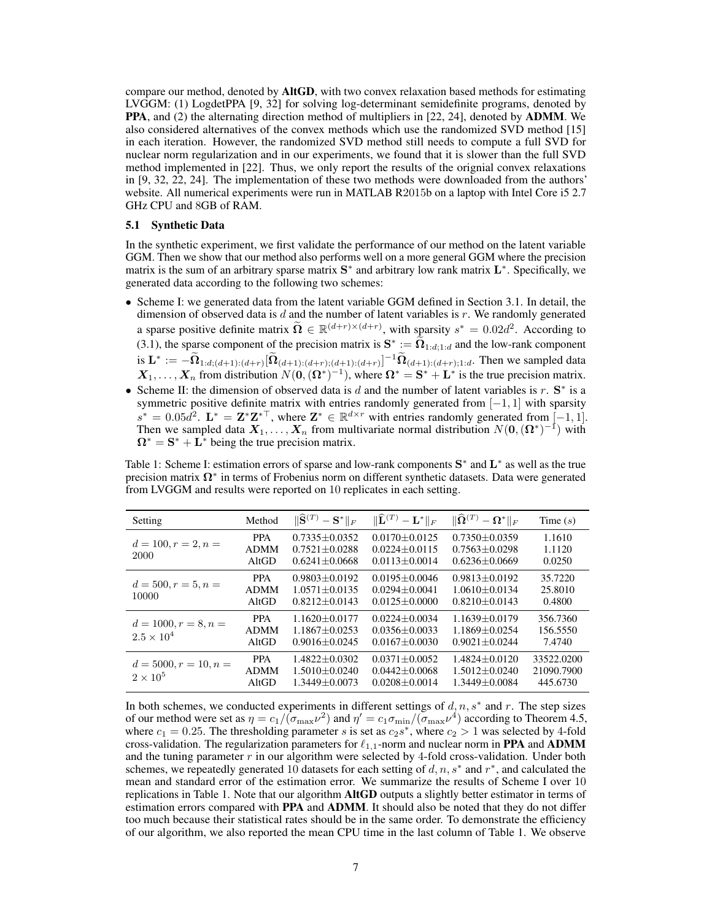compare our method, denoted by **AltGD**, with two convex relaxation based methods for estimating LVGGM: (1) LogdetPPA [9, 32] for solving log-determinant semidefinite programs, denoted by **PPA**, and (2) the alternating direction method of multipliers in [22, 24], denoted by **ADMM**. We also considered alternatives of the convex methods which use the randomized SVD method [15] in each iteration. However, the randomized SVD method still needs to compute a full SVD for nuclear norm regularization and in our experiments, we found that it is slower than the full SVD method implemented in [22]. Thus, we only report the results of the orignial convex relaxations in [9, 32, 22, 24]. The implementation of these two methods were downloaded from the authors' website. All numerical experiments were run in MATLAB R2015b on a laptop with Intel Core i5 2.7 GHz CPU and 8GB of RAM.

### 5.1 Synthetic Data

In the synthetic experiment, we first validate the performance of our method on the latent variable GGM. Then we show that our method also performs well on a more general GGM where the precision matrix is the sum of an arbitrary sparse matrix $\mathbf{S}^*$ and arbitrary low rank matrix $\mathbf{L}^*$. Specifically, we generated data according to the following two schemes:

- Scheme I: we generated data from the latent variable GGM defined in Section 3.1. In detail, the dimension of observed data is $d$ and the number of latent variables is $r$. We randomly generated a sparse positive definite matrix $\widetilde{\mathbf{\Omega}} \in \mathbb{R}^{(d+r)\times(d+r)}$, with sparsity $s^* = 0.02d^2$. According to (3.1), the sparse component of the precision matrix is $\mathbf{S}^* := \widetilde{\mathbf{\Omega}}_{1:d;1:d}$ and the low-rank component is $\mathbf{L}^* := -\widetilde{\mathbf{\Omega}}_{1:d;(d+1):(d+r)}[\widetilde{\mathbf{\Omega}}_{(d+1):(d+r);(d+1):(d+r)}]^{-1}\widetilde{\mathbf{\Omega}}_{(d+1):(d+r);1:d}$. Then we sampled data $\boldsymbol{X}_1, \ldots, \boldsymbol{X}_n$ from distribution $N(\mathbf{0}, (\mathbf{\Omega}^*)^{-1})$, where $\mathbf{\Omega}^* = \mathbf{S}^* + \mathbf{L}^*$ is the true precision matrix.
- Scheme II: the dimension of observed data is $d$ and the number of latent variables is $r$. $\mathbf{S}^*$ is a symmetric positive definite matrix with entries randomly generated from $[-1, 1]$ with sparsity $s^* = 0.05d^2$. $\mathbf{L}^* = \mathbf{Z}^*\mathbf{Z}^{*\top}$, where $\mathbf{Z}^* \in \mathbb{R}^{d\times r}$ with entries randomly generated from $[-1, 1]$. Then we sampled data $\boldsymbol{X}_1, \ldots, \boldsymbol{X}_n$ from multivariate normal distribution $N(\mathbf{0}, (\mathbf{\Omega}^*)^{-1})$ with $\mathbf{\Omega}^* = \mathbf{S}^* + \mathbf{L}^*$ being the true precision matrix.

Table 1: Scheme I: estimation errors of sparse and low-rank components $\mathbf{S}^*$ and $\mathbf{L}^*$ as well as the true precision matrix $\mathbf{\Omega}^*$ in terms of Frobenius norm on different synthetic datasets. Data were generated from LVGGM and results were reported on 10 replicates in each setting.

| Setting | Method | $\lVert\widehat{\mathbf{S}}^{(T)} - \mathbf{S}^*\rVert_F$ | $\lVert\widehat{\mathbf{L}}^{(T)} - \mathbf{L}^*\rVert_F$ | $\lVert\widehat{\mathbf{\Omega}}^{(T)} - \mathbf{\Omega}^*\rVert_F$ | Time (s) |
|---|---|---|---|---|---|
| $d = 100, r = 2, n = 2000$ | PPA | 0.7335±0.0352 | 0.0170±0.0125 | 0.7350±0.0359 | 1.1610 |
| | ADMM | 0.7521±0.0288 | 0.0224±0.0115 | 0.7563±0.0298 | 1.1120 |
| | AltGD | 0.6241±0.0668 | 0.0113±0.0014 | 0.6236±0.0669 | 0.0250 |
| $d = 500, r = 5, n = 10000$ | PPA | 0.9803±0.0192 | 0.0195±0.0046 | 0.9813±0.0192 | 35.7220 |
| | ADMM | 1.0571±0.0135 | 0.0294±0.0041 | 1.0610±0.0134 | 25.8010 |
| | AltGD | 0.8212±0.0143 | 0.0125±0.0000 | 0.8210±0.0143 | 0.4800 |
| $d = 1000, r = 8, n = 2.5\times10^4$ | PPA | 1.1620±0.0177 | 0.0224±0.0034 | 1.1639±0.0179 | 356.7360 |
| | ADMM | 1.1867±0.0253 | 0.0356±0.0033 | 1.1869±0.0254 | 156.5550 |
| | AltGD | 0.9016±0.0245 | 0.0167±0.0030 | 0.9021±0.0244 | 7.4740 |
| $d = 5000, r = 10, n = 2\times10^5$ | PPA | 1.4822±0.0302 | 0.0371±0.0052 | 1.4824±0.0120 | 33522.0200 |
| | ADMM | 1.5010±0.0240 | 0.0442±0.0068 | 1.5012±0.0240 | 21090.7900 |
| | AltGD | 1.3449±0.0073 | 0.0208±0.0014 | 1.3449±0.0084 | 445.6730 |

In both schemes, we conducted experiments in different settings of $d, n, s^*$ and $r$. The step sizes of our method were set as $\eta = c_1/(\sigma_{\max}\nu^2)$ and $\eta' = c_1\sigma_{\min}/(\sigma_{\max}\nu^4)$ according to Theorem 4.5, where $c_1 = 0.25$. The thresholding parameter $s$ is set as $c_2 s^*$, where $c_2 > 1$ was selected by 4-fold cross-validation. The regularization parameters for $\ell_{1,1}$-norm and nuclear norm in **PPA** and **ADMM** and the tuning parameter $r$ in our algorithm were selected by 4-fold cross-validation. Under both schemes, we repeatedly generated 10 datasets for each setting of $d, n, s^*$ and $r^*$, and calculated the mean and standard error of the estimation error. We summarize the results of Scheme I over 10 replications in Table 1. Note that our algorithm **AltGD** outputs a slightly better estimator in terms of estimation errors compared with **PPA** and **ADMM**. It should also be noted that they do not differ too much because their statistical rates should be in the same order. To demonstrate the efficiency of our algorithm, we also reported the mean CPU time in the last column of Table 1. We observe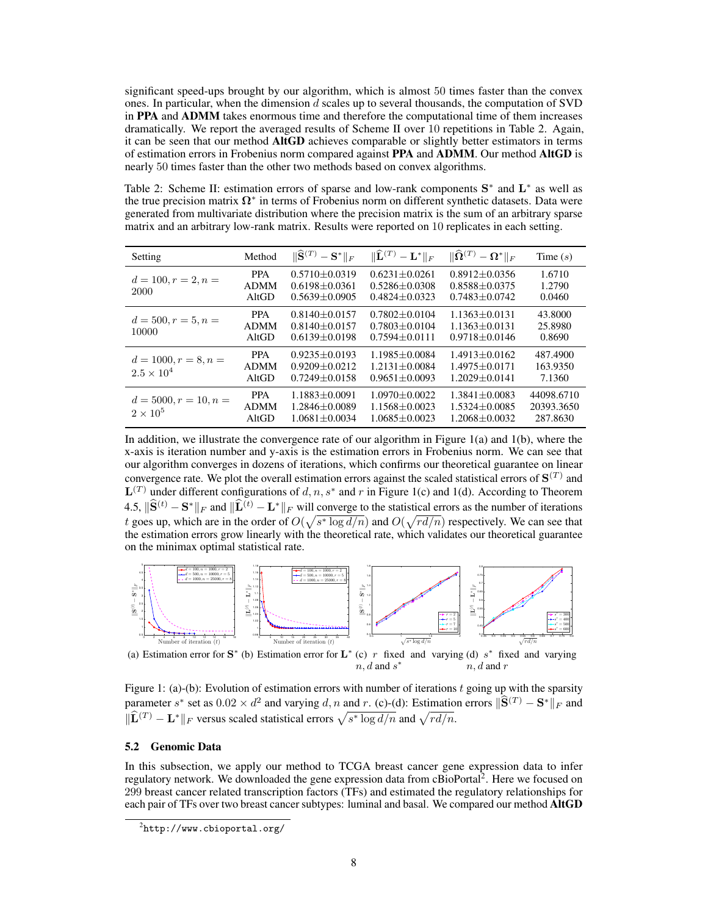significant speed-ups brought by our algorithm, which is almost 50 times faster than the convex ones. In particular, when the dimension $d$ scales up to several thousands, the computation of SVD in **PPA** and **ADMM** takes enormous time and therefore the computational time of them increases dramatically. We report the averaged results of Scheme II over 10 repetitions in Table 2. Again, it can be seen that our method **AltGD** achieves comparable or slightly better estimators in terms of estimation errors in Frobenius norm compared against **PPA** and **ADMM**. Our method **AltGD** is nearly 50 times faster than the other two methods based on convex algorithms.

Table 2: Scheme II: estimation errors of sparse and low-rank components $\mathbf{S}^*$ and $\mathbf{L}^*$ as well as the true precision matrix $\boldsymbol{\Omega}^*$ in terms of Frobenius norm on different synthetic datasets. Data were generated from multivariate distribution where the precision matrix is the sum of an arbitrary sparse matrix and an arbitrary low-rank matrix. Results were reported on 10 replicates in each setting.

| Setting | Method | $\|\widehat{\mathbf{S}}^{(T)} - \mathbf{S}^*\|_F$ | $\|\widehat{\mathbf{L}}^{(T)} - \mathbf{L}^*\|_F$ | $\|\widehat{\boldsymbol{\Omega}}^{(T)} - \boldsymbol{\Omega}^*\|_F$ | Time ($s$) |
|---|---|---|---|---|---|
| $d = 100, r = 2, n = 2000$ | PPA | 0.5710±0.0319 | 0.6231±0.0261 | 0.8912±0.0356 | 1.6710 |
| | ADMM | 0.6198±0.0361 | 0.5286±0.0308 | 0.8588±0.0375 | 1.2790 |
| | AltGD | 0.5639±0.0905 | 0.4824±0.0323 | 0.7483±0.0742 | 0.0460 |
| $d = 500, r = 5, n = 10000$ | PPA | 0.8140±0.0157 | 0.7802±0.0104 | 1.1363±0.0131 | 43.8000 |
| | ADMM | 0.8140±0.0157 | 0.7803±0.0104 | 1.1363±0.0131 | 25.8980 |
| | AltGD | 0.6139±0.0198 | 0.7594±0.0111 | 0.9718±0.0146 | 0.8690 |
| $d = 1000, r = 8, n = 2.5 \times 10^4$ | PPA | 0.9235±0.0193 | 1.1985±0.0084 | 1.4913±0.0162 | 487.4900 |
| | ADMM | 0.9209±0.0212 | 1.2131±0.0084 | 1.4975±0.0171 | 163.9350 |
| | AltGD | 0.7249±0.0158 | 0.9651±0.0093 | 1.2029±0.0141 | 7.1360 |
| $d = 5000, r = 10, n = 2 \times 10^5$ | PPA | 1.1883±0.0091 | 1.0970±0.0022 | 1.3841±0.0083 | 44098.6710 |
| | ADMM | 1.2846±0.0089 | 1.1568±0.0023 | 1.5324±0.0085 | 20393.3650 |
| | AltGD | 1.0681±0.0034 | 1.0685±0.0023 | 1.2068±0.0032 | 287.8630 |

In addition, we illustrate the convergence rate of our algorithm in Figure 1(a) and 1(b), where the x-axis is iteration number and y-axis is the estimation errors in Frobenius norm. We can see that our algorithm converges in dozens of iterations, which confirms our theoretical guarantee on linear convergence rate. We plot the overall estimation errors against the scaled statistical errors of $\mathbf{S}^{(T)}$ and $\mathbf{L}^{(T)}$ under different configurations of $d, n, s^*$ and $r$ in Figure 1(c) and 1(d). According to Theorem 4.5, $\|\widehat{\mathbf{S}}^{(t)} - \mathbf{S}^*\|_F$ and $\|\widehat{\mathbf{L}}^{(t)} - \mathbf{L}^*\|_F$ will converge to the statistical errors as the number of iterations $t$ goes up, which are in the order of $O(\sqrt{s^* \log d/n})$ and $O(\sqrt{rd/n})$ respectively. We can see that the estimation errors grow linearly with the theoretical rate, which validates our theoretical guarantee on the minimax optimal statistical rate.

(a) Estimation error for $\mathbf{S}^*$ (b) Estimation error for $\mathbf{L}^*$ (c) $r$ fixed and varying $n, d$ and $s^*$ (d) $s^*$ fixed and varying $n, d$ and $r$

Figure 1: (a)-(b): Evolution of estimation errors with number of iterations $t$ going up with the sparsity parameter $s^*$ set as $0.02 \times d^2$ and varying $d, n$ and $r$. (c)-(d): Estimation errors $\|\widehat{\mathbf{S}}^{(T)} - \mathbf{S}^*\|_F$ and $\|\widehat{\mathbf{L}}^{(T)} - \mathbf{L}^*\|_F$ versus scaled statistical errors $\sqrt{s^* \log d/n}$ and $\sqrt{rd/n}$.

### 5.2 Genomic Data

In this subsection, we apply our method to TCGA breast cancer gene expression data to infer regulatory network. We downloaded the gene expression data from cBioPortal[2]. Here we focused on 299 breast cancer related transcription factors (TFs) and estimated the regulatory relationships for each pair of TFs over two breast cancer subtypes: luminal and basal. We compared our method **AltGD**

[2] http://www.cbioportal.org/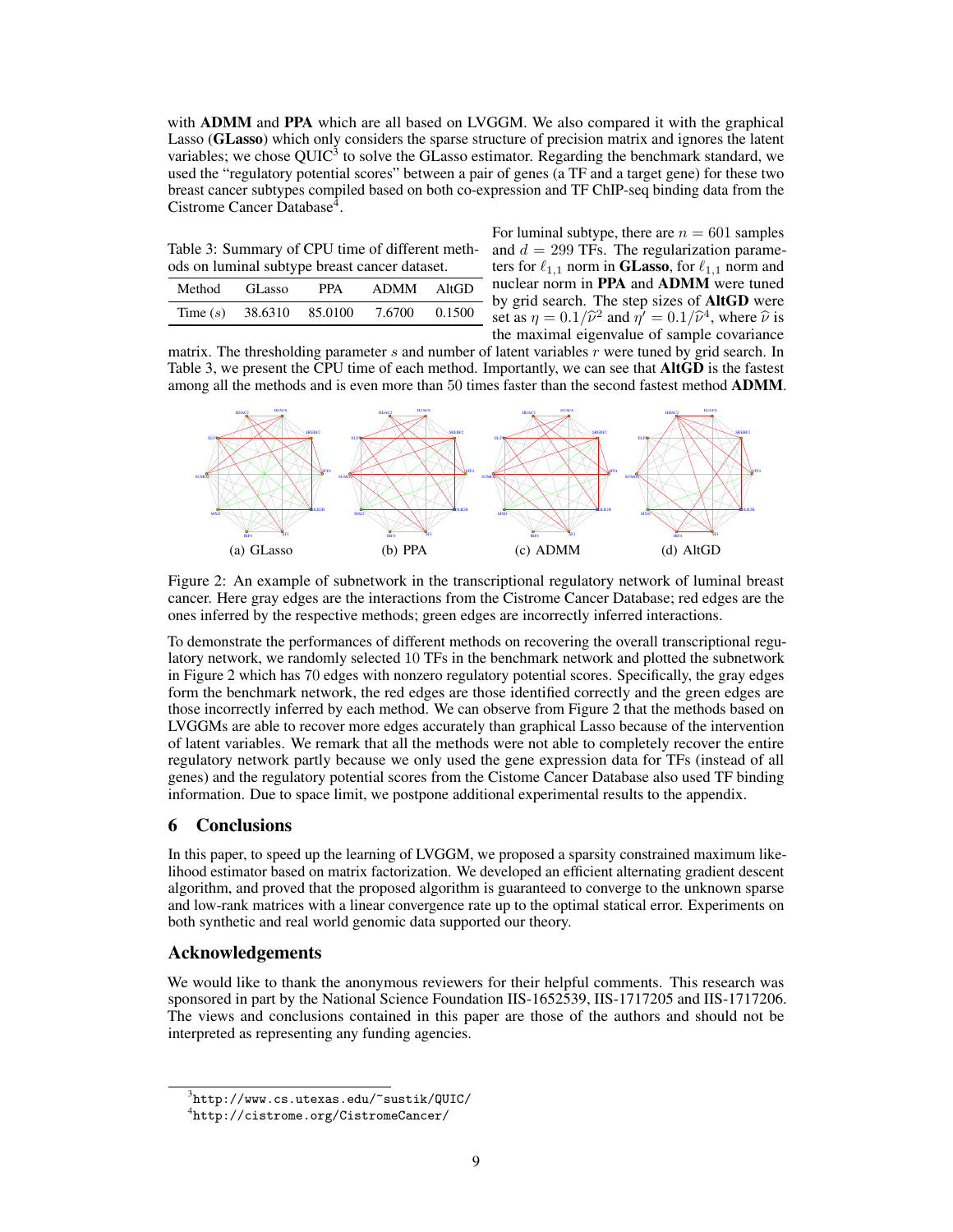with **ADMM** and **PPA** which are all based on LVGGM. We also compared it with the graphical Lasso (**GLasso**) which only considers the sparse structure of precision matrix and ignores the latent variables; we chose QUIC[3] to solve the GLasso estimator. Regarding the benchmark standard, we used the "regulatory potential scores" between a pair of genes (a TF and a target gene) for these two breast cancer subtypes compiled based on both co-expression and TF ChIP-seq binding data from the Cistrome Cancer Database[4].

Table 3: Summary of CPU time of different methods on luminal subtype breast cancer dataset.

| Method | GLasso | PPA | ADMM | AltGD |
|---|---|---|---|---|
| Time $(s)$ | 38.6310 | 85.0100 | 7.6700 | 0.1500 |

For luminal subtype, there are $n = 601$ samples and $d = 299$ TFs. The regularization parameters for $\ell_{1,1}$ norm in **GLasso**, for $\ell_{1,1}$ norm and nuclear norm in **PPA** and **ADMM** were tuned by grid search. The step sizes of **AltGD** were set as $\eta = 0.1/\widehat{\nu}^2$ and $\eta' = 0.1/\widehat{\nu}^4$, where $\widehat{\nu}$ is the maximal eigenvalue of sample covariance matrix. The thresholding parameter $s$ and number of latent variables $r$ were tuned by grid search. In Table 3, we present the CPU time of each method. Importantly, we can see that **AltGD** is the fastest among all the methods and is even more than 50 times faster than the second fastest method **ADMM**.

(a) GLasso (b) PPA (c) ADMM (d) AltGD

Figure 2: An example of subnetwork in the transcriptional regulatory network of luminal breast cancer. Here gray edges are the interactions from the Cistrome Cancer Database; red edges are the ones inferred by the respective methods; green edges are incorrectly inferred interactions.

To demonstrate the performances of different methods on recovering the overall transcriptional regulatory network, we randomly selected 10 TFs in the benchmark network and plotted the subnetwork in Figure 2 which has 70 edges with nonzero regulatory potential scores. Specifically, the gray edges form the benchmark network, the red edges are those identified correctly and the green edges are those incorrectly inferred by each method. We can observe from Figure 2 that the methods based on LVGGMs are able to recover more edges accurately than graphical Lasso because of the intervention of latent variables. We remark that all the methods were not able to completely recover the entire regulatory network partly because we only used the gene expression data for TFs (instead of all genes) and the regulatory potential scores from the Cistome Cancer Database also used TF binding information. Due to space limit, we postpone additional experimental results to the appendix.

## 6 Conclusions

In this paper, to speed up the learning of LVGGM, we proposed a sparsity constrained maximum likelihood estimator based on matrix factorization. We developed an efficient alternating gradient descent algorithm, and proved that the proposed algorithm is guaranteed to converge to the unknown sparse and low-rank matrices with a linear convergence rate up to the optimal statical error. Experiments on both synthetic and real world genomic data supported our theory.

## Acknowledgements

We would like to thank the anonymous reviewers for their helpful comments. This research was sponsored in part by the National Science Foundation IIS-1652539, IIS-1717205 and IIS-1717206. The views and conclusions contained in this paper are those of the authors and should not be interpreted as representing any funding agencies.

[3] http://www.cs.utexas.edu/~sustik/QUIC/

[4] http://cistrome.org/CistromeCancer/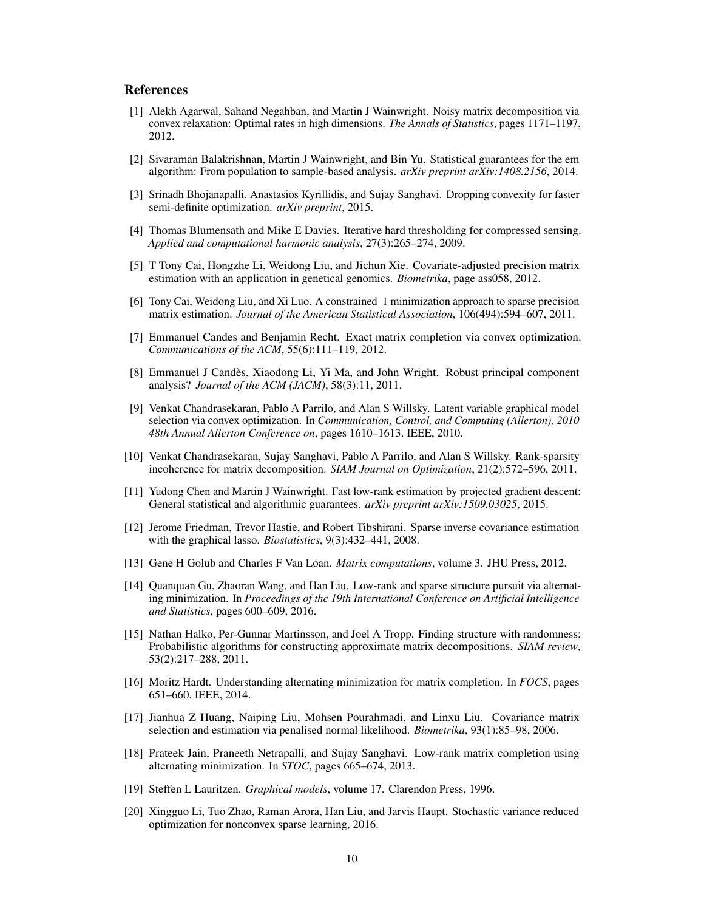## References

[1] Alekh Agarwal, Sahand Negahban, and Martin J Wainwright. Noisy matrix decomposition via convex relaxation: Optimal rates in high dimensions. *The Annals of Statistics*, pages 1171–1197, 2012.

[2] Sivaraman Balakrishnan, Martin J Wainwright, and Bin Yu. Statistical guarantees for the em algorithm: From population to sample-based analysis. *arXiv preprint arXiv:1408.2156*, 2014.

[3] Srinadh Bhojanapalli, Anastasios Kyrillidis, and Sujay Sanghavi. Dropping convexity for faster semi-definite optimization. *arXiv preprint*, 2015.

[4] Thomas Blumensath and Mike E Davies. Iterative hard thresholding for compressed sensing. *Applied and computational harmonic analysis*, 27(3):265–274, 2009.

[5] T Tony Cai, Hongzhe Li, Weidong Liu, and Jichun Xie. Covariate-adjusted precision matrix estimation with an application in genetical genomics. *Biometrika*, page ass058, 2012.

[6] Tony Cai, Weidong Liu, and Xi Luo. A constrained 1 minimization approach to sparse precision matrix estimation. *Journal of the American Statistical Association*, 106(494):594–607, 2011.

[7] Emmanuel Candes and Benjamin Recht. Exact matrix completion via convex optimization. *Communications of the ACM*, 55(6):111–119, 2012.

[8] Emmanuel J Candès, Xiaodong Li, Yi Ma, and John Wright. Robust principal component analysis? *Journal of the ACM (JACM)*, 58(3):11, 2011.

[9] Venkat Chandrasekaran, Pablo A Parrilo, and Alan S Willsky. Latent variable graphical model selection via convex optimization. In *Communication, Control, and Computing (Allerton), 2010 48th Annual Allerton Conference on*, pages 1610–1613. IEEE, 2010.

[10] Venkat Chandrasekaran, Sujay Sanghavi, Pablo A Parrilo, and Alan S Willsky. Rank-sparsity incoherence for matrix decomposition. *SIAM Journal on Optimization*, 21(2):572–596, 2011.

[11] Yudong Chen and Martin J Wainwright. Fast low-rank estimation by projected gradient descent: General statistical and algorithmic guarantees. *arXiv preprint arXiv:1509.03025*, 2015.

[12] Jerome Friedman, Trevor Hastie, and Robert Tibshirani. Sparse inverse covariance estimation with the graphical lasso. *Biostatistics*, 9(3):432–441, 2008.

[13] Gene H Golub and Charles F Van Loan. *Matrix computations*, volume 3. JHU Press, 2012.

[14] Quanquan Gu, Zhaoran Wang, and Han Liu. Low-rank and sparse structure pursuit via alternating minimization. In *Proceedings of the 19th International Conference on Artificial Intelligence and Statistics*, pages 600–609, 2016.

[15] Nathan Halko, Per-Gunnar Martinsson, and Joel A Tropp. Finding structure with randomness: Probabilistic algorithms for constructing approximate matrix decompositions. *SIAM review*, 53(2):217–288, 2011.

[16] Moritz Hardt. Understanding alternating minimization for matrix completion. In *FOCS*, pages 651–660. IEEE, 2014.

[17] Jianhua Z Huang, Naiping Liu, Mohsen Pourahmadi, and Linxu Liu. Covariance matrix selection and estimation via penalised normal likelihood. *Biometrika*, 93(1):85–98, 2006.

[18] Prateek Jain, Praneeth Netrapalli, and Sujay Sanghavi. Low-rank matrix completion using alternating minimization. In *STOC*, pages 665–674, 2013.

[19] Steffen L Lauritzen. *Graphical models*, volume 17. Clarendon Press, 1996.

[20] Xingguo Li, Tuo Zhao, Raman Arora, Han Liu, and Jarvis Haupt. Stochastic variance reduced optimization for nonconvex sparse learning, 2016.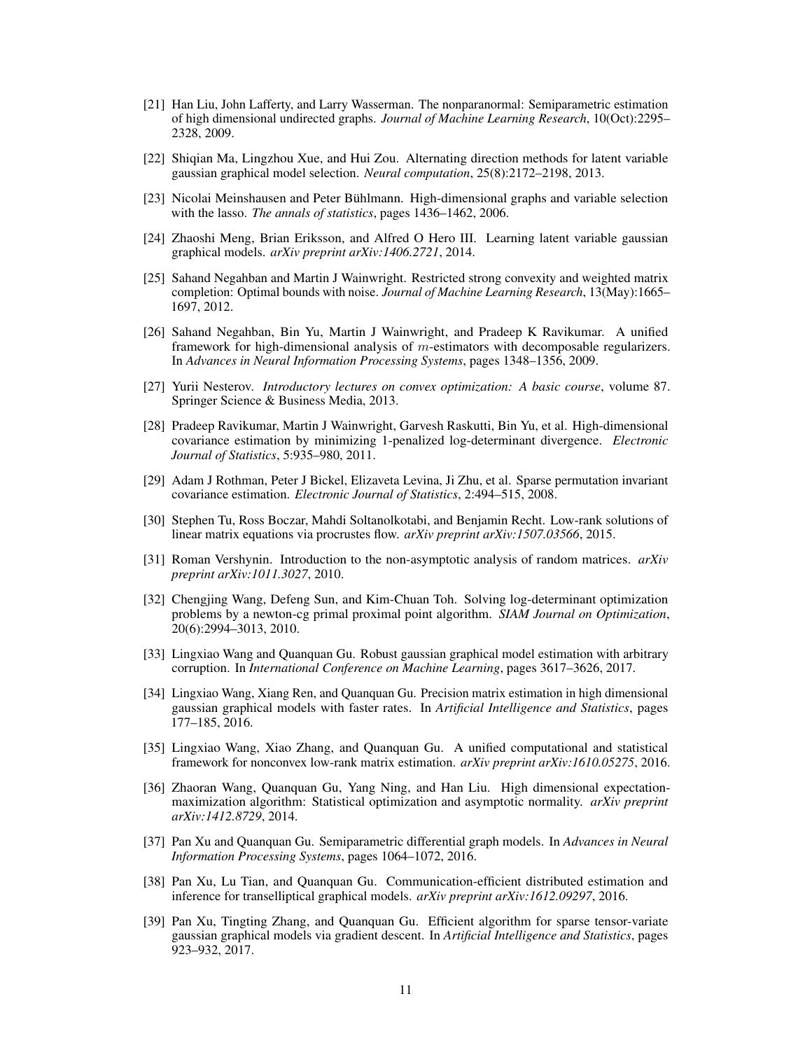[21] Han Liu, John Lafferty, and Larry Wasserman. The nonparanormal: Semiparametric estimation of high dimensional undirected graphs. *Journal of Machine Learning Research*, 10(Oct):2295–2328, 2009.

[22] Shiqian Ma, Lingzhou Xue, and Hui Zou. Alternating direction methods for latent variable gaussian graphical model selection. *Neural computation*, 25(8):2172–2198, 2013.

[23] Nicolai Meinshausen and Peter Bühlmann. High-dimensional graphs and variable selection with the lasso. *The annals of statistics*, pages 1436–1462, 2006.

[24] Zhaoshi Meng, Brian Eriksson, and Alfred O Hero III. Learning latent variable gaussian graphical models. *arXiv preprint arXiv:1406.2721*, 2014.

[25] Sahand Negahban and Martin J Wainwright. Restricted strong convexity and weighted matrix completion: Optimal bounds with noise. *Journal of Machine Learning Research*, 13(May):1665–1697, 2012.

[26] Sahand Negahban, Bin Yu, Martin J Wainwright, and Pradeep K Ravikumar. A unified framework for high-dimensional analysis of $m$-estimators with decomposable regularizers. In *Advances in Neural Information Processing Systems*, pages 1348–1356, 2009.

[27] Yurii Nesterov. *Introductory lectures on convex optimization: A basic course*, volume 87. Springer Science & Business Media, 2013.

[28] Pradeep Ravikumar, Martin J Wainwright, Garvesh Raskutti, Bin Yu, et al. High-dimensional covariance estimation by minimizing 1-penalized log-determinant divergence. *Electronic Journal of Statistics*, 5:935–980, 2011.

[29] Adam J Rothman, Peter J Bickel, Elizaveta Levina, Ji Zhu, et al. Sparse permutation invariant covariance estimation. *Electronic Journal of Statistics*, 2:494–515, 2008.

[30] Stephen Tu, Ross Boczar, Mahdi Soltanolkotabi, and Benjamin Recht. Low-rank solutions of linear matrix equations via procrustes flow. *arXiv preprint arXiv:1507.03566*, 2015.

[31] Roman Vershynin. Introduction to the non-asymptotic analysis of random matrices. *arXiv preprint arXiv:1011.3027*, 2010.

[32] Chengjing Wang, Defeng Sun, and Kim-Chuan Toh. Solving log-determinant optimization problems by a newton-cg primal proximal point algorithm. *SIAM Journal on Optimization*, 20(6):2994–3013, 2010.

[33] Lingxiao Wang and Quanquan Gu. Robust gaussian graphical model estimation with arbitrary corruption. In *International Conference on Machine Learning*, pages 3617–3626, 2017.

[34] Lingxiao Wang, Xiang Ren, and Quanquan Gu. Precision matrix estimation in high dimensional gaussian graphical models with faster rates. In *Artificial Intelligence and Statistics*, pages 177–185, 2016.

[35] Lingxiao Wang, Xiao Zhang, and Quanquan Gu. A unified computational and statistical framework for nonconvex low-rank matrix estimation. *arXiv preprint arXiv:1610.05275*, 2016.

[36] Zhaoran Wang, Quanquan Gu, Yang Ning, and Han Liu. High dimensional expectation-maximization algorithm: Statistical optimization and asymptotic normality. *arXiv preprint arXiv:1412.8729*, 2014.

[37] Pan Xu and Quanquan Gu. Semiparametric differential graph models. In *Advances in Neural Information Processing Systems*, pages 1064–1072, 2016.

[38] Pan Xu, Lu Tian, and Quanquan Gu. Communication-efficient distributed estimation and inference for transelliptical graphical models. *arXiv preprint arXiv:1612.09297*, 2016.

[39] Pan Xu, Tingting Zhang, and Quanquan Gu. Efficient algorithm for sparse tensor-variate gaussian graphical models via gradient descent. In *Artificial Intelligence and Statistics*, pages 923–932, 2017.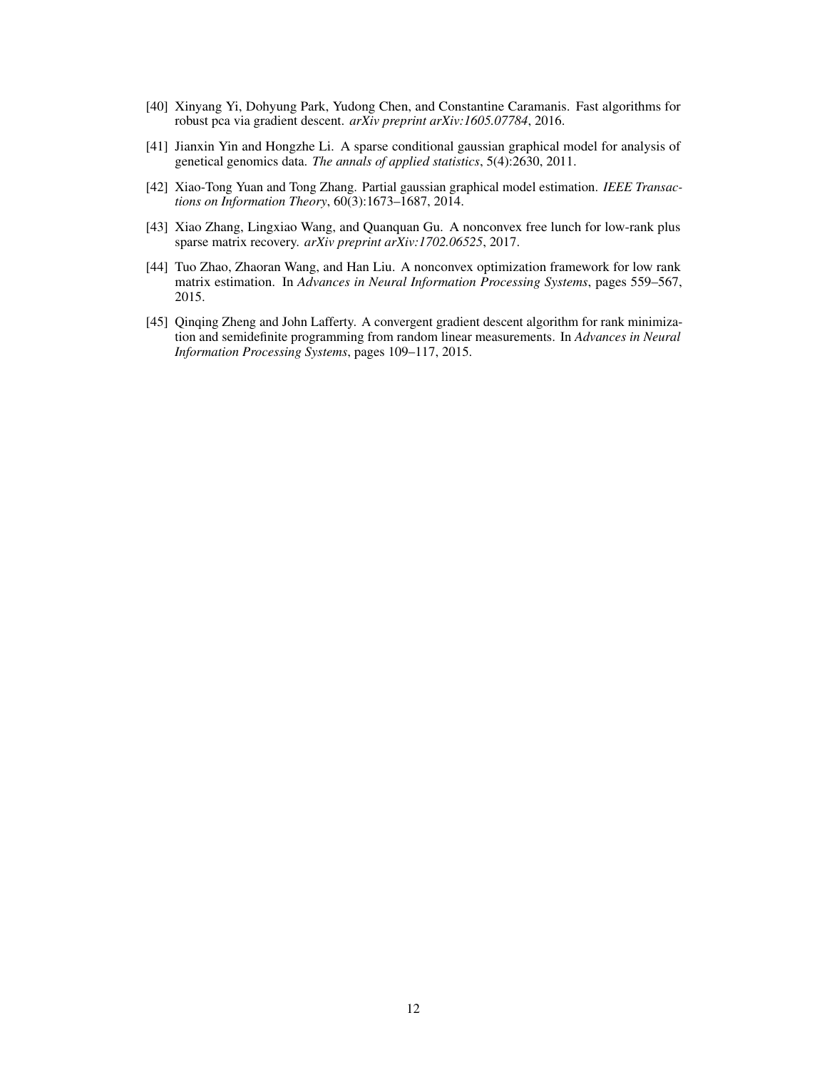[40] Xinyang Yi, Dohyung Park, Yudong Chen, and Constantine Caramanis. Fast algorithms for robust pca via gradient descent. *arXiv preprint arXiv:1605.07784*, 2016.

[41] Jianxin Yin and Hongzhe Li. A sparse conditional gaussian graphical model for analysis of genetical genomics data. *The annals of applied statistics*, 5(4):2630, 2011.

[42] Xiao-Tong Yuan and Tong Zhang. Partial gaussian graphical model estimation. *IEEE Transactions on Information Theory*, 60(3):1673–1687, 2014.

[43] Xiao Zhang, Lingxiao Wang, and Quanquan Gu. A nonconvex free lunch for low-rank plus sparse matrix recovery. *arXiv preprint arXiv:1702.06525*, 2017.

[44] Tuo Zhao, Zhaoran Wang, and Han Liu. A nonconvex optimization framework for low rank matrix estimation. In *Advances in Neural Information Processing Systems*, pages 559–567, 2015.

[45] Qinqing Zheng and John Lafferty. A convergent gradient descent algorithm for rank minimization and semidefinite programming from random linear measurements. In *Advances in Neural Information Processing Systems*, pages 109–117, 2015.